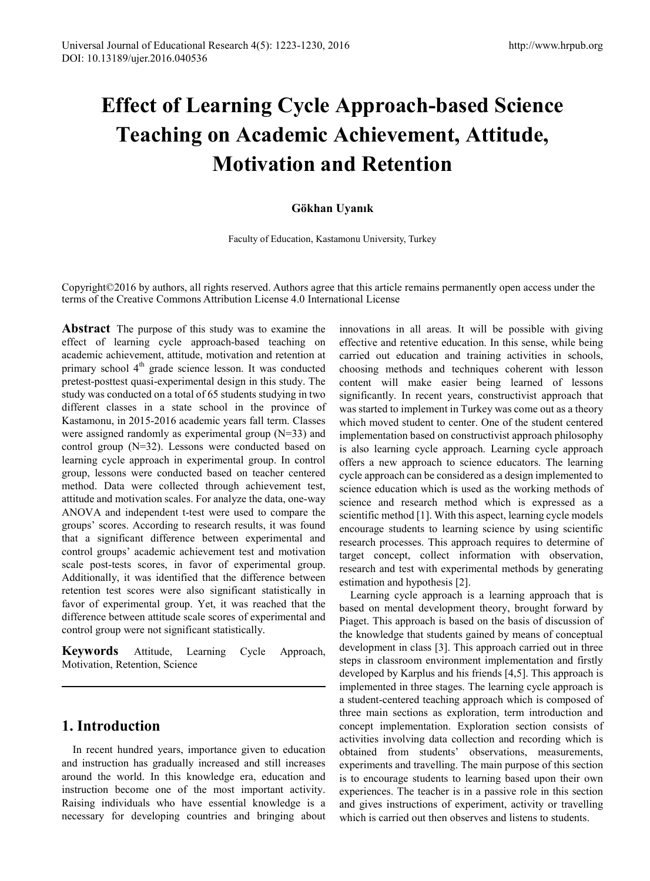# Effect of Learning Cycle Approach-based Science Teaching on Academic Achievement, Attitude, Motivation and Retention

**Gökhan Uyanık**

Faculty of Education, Kastamonu University, Turkey

Copyright©2016 by authors, all rights reserved. Authors agree that this article remains permanently open access under the terms of the Creative Commons Attribution License 4.0 International License

**Abstract** The purpose of this study was to examine the effect of learning cycle approach-based teaching on academic achievement, attitude, motivation and retention at primary school 4th grade science lesson. It was conducted pretest-posttest quasi-experimental design in this study. The study was conducted on a total of 65 students studying in two different classes in a state school in the province of Kastamonu, in 2015-2016 academic years fall term. Classes were assigned randomly as experimental group (N=33) and control group (N=32). Lessons were conducted based on learning cycle approach in experimental group. In control group, lessons were conducted based on teacher centered method. Data were collected through achievement test, attitude and motivation scales. For analyze the data, one-way ANOVA and independent t-test were used to compare the groups' scores. According to research results, it was found that a significant difference between experimental and control groups' academic achievement test and motivation scale post-tests scores, in favor of experimental group. Additionally, it was identified that the difference between retention test scores were also significant statistically in favor of experimental group. Yet, it was reached that the difference between attitude scale scores of experimental and control group were not significant statistically.

**Keywords** Attitude, Learning Cycle Approach, Motivation, Retention, Science

## 1. Introduction

In recent hundred years, importance given to education and instruction has gradually increased and still increases around the world. In this knowledge era, education and instruction become one of the most important activity. Raising individuals who have essential knowledge is a necessary for developing countries and bringing about innovations in all areas. It will be possible with giving effective and retentive education. In this sense, while being carried out education and training activities in schools, choosing methods and techniques coherent with lesson content will make easier being learned of lessons significantly. In recent years, constructivist approach that was started to implement in Turkey was come out as a theory which moved student to center. One of the student centered implementation based on constructivist approach philosophy is also learning cycle approach. Learning cycle approach offers a new approach to science educators. The learning cycle approach can be considered as a design implemented to science education which is used as the working methods of science and research method which is expressed as a scientific method [1]. With this aspect, learning cycle models encourage students to learning science by using scientific research processes. This approach requires to determine of target concept, collect information with observation, research and test with experimental methods by generating estimation and hypothesis [2].

Learning cycle approach is a learning approach that is based on mental development theory, brought forward by Piaget. This approach is based on the basis of discussion of the knowledge that students gained by means of conceptual development in class [3]. This approach carried out in three steps in classroom environment implementation and firstly developed by Karplus and his friends [4,5]. This approach is implemented in three stages. The learning cycle approach is a student-centered teaching approach which is composed of three main sections as exploration, term introduction and concept implementation. Exploration section consists of activities involving data collection and recording which is obtained from students' observations, measurements, experiments and travelling. The main purpose of this section is to encourage students to learning based upon their own experiences. The teacher is in a passive role in this section and gives instructions of experiment, activity or travelling which is carried out then observes and listens to students.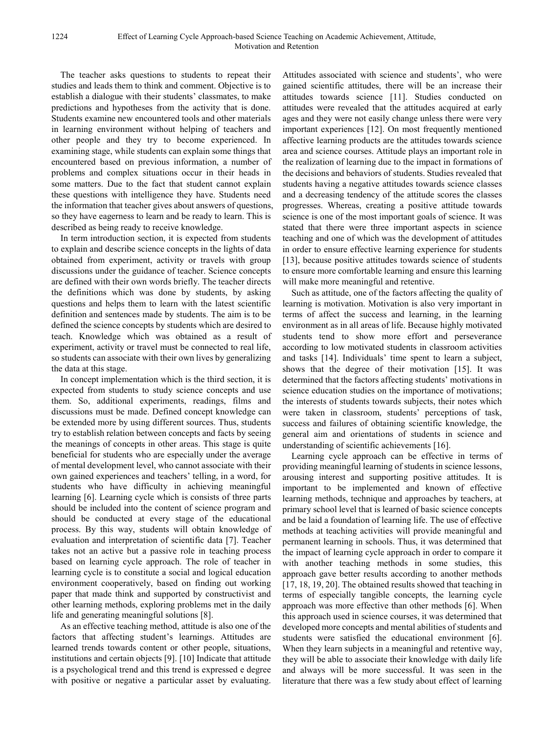The teacher asks questions to students to repeat their studies and leads them to think and comment. Objective is to establish a dialogue with their students' classmates, to make predictions and hypotheses from the activity that is done. Students examine new encountered tools and other materials in learning environment without helping of teachers and other people and they try to become experienced. In examining stage, while students can explain some things that encountered based on previous information, a number of problems and complex situations occur in their heads in some matters. Due to the fact that student cannot explain these questions with intelligence they have. Students need the information that teacher gives about answers of questions, so they have eagerness to learn and be ready to learn. This is described as being ready to receive knowledge.

In term introduction section, it is expected from students to explain and describe science concepts in the lights of data obtained from experiment, activity or travels with group discussions under the guidance of teacher. Science concepts are defined with their own words briefly. The teacher directs the definitions which was done by students, by asking questions and helps them to learn with the latest scientific definition and sentences made by students. The aim is to be defined the science concepts by students which are desired to teach. Knowledge which was obtained as a result of experiment, activity or travel must be connected to real life, so students can associate with their own lives by generalizing the data at this stage.

In concept implementation which is the third section, it is expected from students to study science concepts and use them. So, additional experiments, readings, films and discussions must be made. Defined concept knowledge can be extended more by using different sources. Thus, students try to establish relation between concepts and facts by seeing the meanings of concepts in other areas. This stage is quite beneficial for students who are especially under the average of mental development level, who cannot associate with their own gained experiences and teachers' telling, in a word, for students who have difficulty in achieving meaningful learning [6]. Learning cycle which is consists of three parts should be included into the content of science program and should be conducted at every stage of the educational process. By this way, students will obtain knowledge of evaluation and interpretation of scientific data [7]. Teacher takes not an active but a passive role in teaching process based on learning cycle approach. The role of teacher in learning cycle is to constitute a social and logical education environment cooperatively, based on finding out working paper that made think and supported by constructivist and other learning methods, exploring problems met in the daily life and generating meaningful solutions [8].

As an effective teaching method, attitude is also one of the factors that affecting student's learnings. Attitudes are learned trends towards content or other people, situations, institutions and certain objects [9]. [10] Indicate that attitude is a psychological trend and this trend is expressed e degree with positive or negative a particular asset by evaluating. Attitudes associated with science and students', who were gained scientific attitudes, there will be an increase their attitudes towards science [11]. Studies conducted on attitudes were revealed that the attitudes acquired at early ages and they were not easily change unless there were very important experiences [12]. On most frequently mentioned affective learning products are the attitudes towards science area and science courses. Attitude plays an important role in the realization of learning due to the impact in formations of the decisions and behaviors of students. Studies revealed that students having a negative attitudes towards science classes and a decreasing tendency of the attitude scores the classes progresses. Whereas, creating a positive attitude towards science is one of the most important goals of science. It was stated that there were three important aspects in science teaching and one of which was the development of attitudes in order to ensure effective learning experience for students [13], because positive attitudes towards science of students to ensure more comfortable learning and ensure this learning will make more meaningful and retentive.

Such as attitude, one of the factors affecting the quality of learning is motivation. Motivation is also very important in terms of affect the success and learning, in the learning environment as in all areas of life. Because highly motivated students tend to show more effort and perseverance according to low motivated students in classroom activities and tasks [14]. Individuals' time spent to learn a subject, shows that the degree of their motivation [15]. It was determined that the factors affecting students' motivations in science education studies on the importance of motivations; the interests of students towards subjects, their notes which were taken in classroom, students' perceptions of task, success and failures of obtaining scientific knowledge, the general aim and orientations of students in science and understanding of scientific achievements [16].

Learning cycle approach can be effective in terms of providing meaningful learning of students in science lessons, arousing interest and supporting positive attitudes. It is important to be implemented and known of effective learning methods, technique and approaches by teachers, at primary school level that is learned of basic science concepts and be laid a foundation of learning life. The use of effective methods at teaching activities will provide meaningful and permanent learning in schools. Thus, it was determined that the impact of learning cycle approach in order to compare it with another teaching methods in some studies, this approach gave better results according to another methods [17, 18, 19, 20]. The obtained results showed that teaching in terms of especially tangible concepts, the learning cycle approach was more effective than other methods [6]. When this approach used in science courses, it was determined that developed more concepts and mental abilities of students and students were satisfied the educational environment [6]. When they learn subjects in a meaningful and retentive way, they will be able to associate their knowledge with daily life and always will be more successful. It was seen in the literature that there was a few study about effect of learning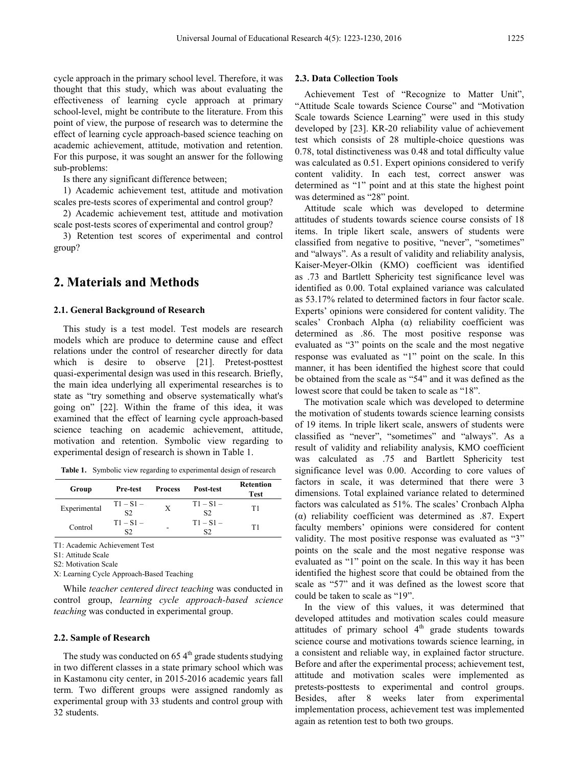cycle approach in the primary school level. Therefore, it was thought that this study, which was about evaluating the effectiveness of learning cycle approach at primary school-level, might be contribute to the literature. From this point of view, the purpose of research was to determine the effect of learning cycle approach-based science teaching on academic achievement, attitude, motivation and retention. For this purpose, it was sought an answer for the following sub-problems:

Is there any significant difference between;

1) Academic achievement test, attitude and motivation scales pre-tests scores of experimental and control group?
2) Academic achievement test, attitude and motivation scale post-tests scores of experimental and control group?
3) Retention test scores of experimental and control group?

# 2. Materials and Methods

### 2.1. General Background of Research

This study is a test model. Test models are research models which are produce to determine cause and effect relations under the control of researcher directly for data which is desire to observe [21]. Pretest-posttest quasi-experimental design was used in this research. Briefly, the main idea underlying all experimental researches is to state as "try something and observe systematically what's going on" [22]. Within the frame of this idea, it was examined that the effect of learning cycle approach-based science teaching on academic achievement, attitude, motivation and retention. Symbolic view regarding to experimental design of research is shown in Table 1.

**Table 1.** Symbolic view regarding to experimental design of research

| Group | Pre-test | Process | Post-test | Retention Test |
|---|---|---|---|---|
| Experimental | T1 – S1 – S2 | X | T1 – S1 – S2 | T1 |
| Control | T1 – S1 – S2 | - | T1 – S1 – S2 | T1 |

T1: Academic Achievement Test
S1: Attitude Scale
S2: Motivation Scale
X: Learning Cycle Approach-Based Teaching

While *teacher centered direct teaching* was conducted in control group, *learning cycle approach-based science teaching* was conducted in experimental group.

### 2.2. Sample of Research

The study was conducted on 65 4th grade students studying in two different classes in a state primary school which was in Kastamonu city center, in 2015-2016 academic years fall term. Two different groups were assigned randomly as experimental group with 33 students and control group with 32 students.

### 2.3. Data Collection Tools

Achievement Test of "Recognize to Matter Unit", "Attitude Scale towards Science Course" and "Motivation Scale towards Science Learning" were used in this study developed by [23]. KR-20 reliability value of achievement test which consists of 28 multiple-choice questions was 0.78, total distinctiveness was 0.48 and total difficulty value was calculated as 0.51. Expert opinions considered to verify content validity. In each test, correct answer was determined as "1" point and at this state the highest point was determined as "28" point.

Attitude scale which was developed to determine attitudes of students towards science course consists of 18 items. In triple likert scale, answers of students were classified from negative to positive, "never", "sometimes" and "always". As a result of validity and reliability analysis, Kaiser-Meyer-Olkin (KMO) coefficient was identified as .73 and Bartlett Sphericity test significance level was identified as 0.00. Total explained variance was calculated as 53.17% related to determined factors in four factor scale. Experts' opinions were considered for content validity. The scales' Cronbach Alpha (α) reliability coefficient was determined as .86. The most positive response was evaluated as "3" points on the scale and the most negative response was evaluated as "1" point on the scale. In this manner, it has been identified the highest score that could be obtained from the scale as "54" and it was defined as the lowest score that could be taken to scale as "18".

The motivation scale which was developed to determine the motivation of students towards science learning consists of 19 items. In triple likert scale, answers of students were classified as "never", "sometimes" and "always". As a result of validity and reliability analysis, KMO coefficient was calculated as .75 and Bartlett Sphericity test significance level was 0.00. According to core values of factors in scale, it was determined that there were 3 dimensions. Total explained variance related to determined factors was calculated as 51%. The scales' Cronbach Alpha (α) reliability coefficient was determined as .87. Expert faculty members' opinions were considered for content validity. The most positive response was evaluated as "3" points on the scale and the most negative response was evaluated as "1" point on the scale. In this way it has been identified the highest score that could be obtained from the scale as "57" and it was defined as the lowest score that could be taken to scale as "19".

In the view of this values, it was determined that developed attitudes and motivation scales could measure attitudes of primary school 4th grade students towards science course and motivations towards science learning, in a consistent and reliable way, in explained factor structure. Before and after the experimental process; achievement test, attitude and motivation scales were implemented as pretests-posttests to experimental and control groups. Besides, after 8 weeks later from experimental implementation process, achievement test was implemented again as retention test to both two groups.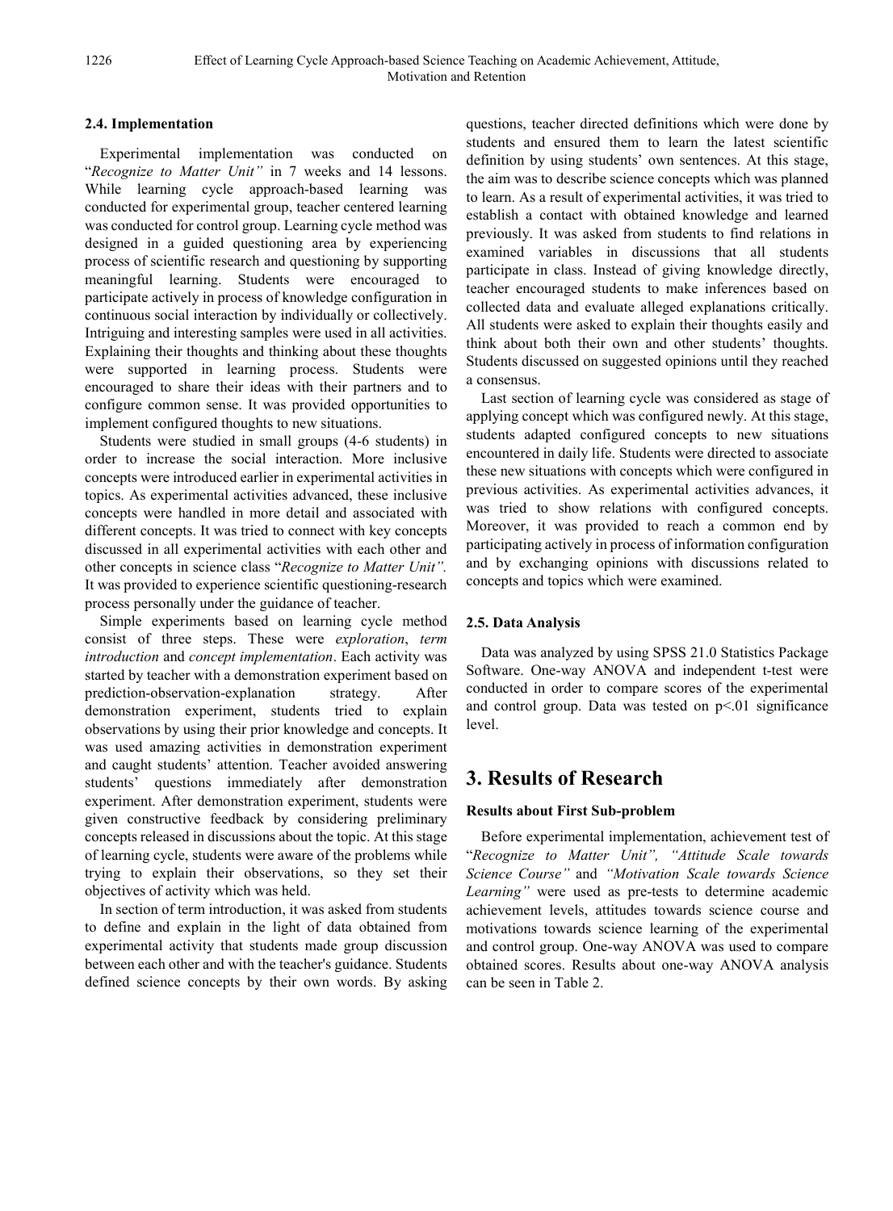### 2.4. Implementation

Experimental implementation was conducted on "*Recognize to Matter Unit"* in 7 weeks and 14 lessons. While learning cycle approach-based learning was conducted for experimental group, teacher centered learning was conducted for control group. Learning cycle method was designed in a guided questioning area by experiencing process of scientific research and questioning by supporting meaningful learning. Students were encouraged to participate actively in process of knowledge configuration in continuous social interaction by individually or collectively. Intriguing and interesting samples were used in all activities. Explaining their thoughts and thinking about these thoughts were supported in learning process. Students were encouraged to share their ideas with their partners and to configure common sense. It was provided opportunities to implement configured thoughts to new situations.

Students were studied in small groups (4-6 students) in order to increase the social interaction. More inclusive concepts were introduced earlier in experimental activities in topics. As experimental activities advanced, these inclusive concepts were handled in more detail and associated with different concepts. It was tried to connect with key concepts discussed in all experimental activities with each other and other concepts in science class "*Recognize to Matter Unit".* It was provided to experience scientific questioning-research process personally under the guidance of teacher.

Simple experiments based on learning cycle method consist of three steps. These were *exploration*, *term introduction* and *concept implementation*. Each activity was started by teacher with a demonstration experiment based on prediction-observation-explanation strategy. After demonstration experiment, students tried to explain observations by using their prior knowledge and concepts. It was used amazing activities in demonstration experiment and caught students' attention. Teacher avoided answering students' questions immediately after demonstration experiment. After demonstration experiment, students were given constructive feedback by considering preliminary concepts released in discussions about the topic. At this stage of learning cycle, students were aware of the problems while trying to explain their observations, so they set their objectives of activity which was held.

In section of term introduction, it was asked from students to define and explain in the light of data obtained from experimental activity that students made group discussion between each other and with the teacher's guidance. Students defined science concepts by their own words. By asking questions, teacher directed definitions which were done by students and ensured them to learn the latest scientific definition by using students' own sentences. At this stage, the aim was to describe science concepts which was planned to learn. As a result of experimental activities, it was tried to establish a contact with obtained knowledge and learned previously. It was asked from students to find relations in examined variables in discussions that all students participate in class. Instead of giving knowledge directly, teacher encouraged students to make inferences based on collected data and evaluate alleged explanations critically. All students were asked to explain their thoughts easily and think about both their own and other students' thoughts. Students discussed on suggested opinions until they reached a consensus.

Last section of learning cycle was considered as stage of applying concept which was configured newly. At this stage, students adapted configured concepts to new situations encountered in daily life. Students were directed to associate these new situations with concepts which were configured in previous activities. As experimental activities advances, it was tried to show relations with configured concepts. Moreover, it was provided to reach a common end by participating actively in process of information configuration and by exchanging opinions with discussions related to concepts and topics which were examined.

### 2.5. Data Analysis

Data was analyzed by using SPSS 21.0 Statistics Package Software. One-way ANOVA and independent t-test were conducted in order to compare scores of the experimental and control group. Data was tested on $p<.01$ significance level.

## 3. Results of Research

**Results about First Sub-problem**

Before experimental implementation, achievement test of "*Recognize to Matter Unit", "Attitude Scale towards Science Course"* and *"Motivation Scale towards Science Learning"* were used as pre-tests to determine academic achievement levels, attitudes towards science course and motivations towards science learning of the experimental and control group. One-way ANOVA was used to compare obtained scores. Results about one-way ANOVA analysis can be seen in Table 2.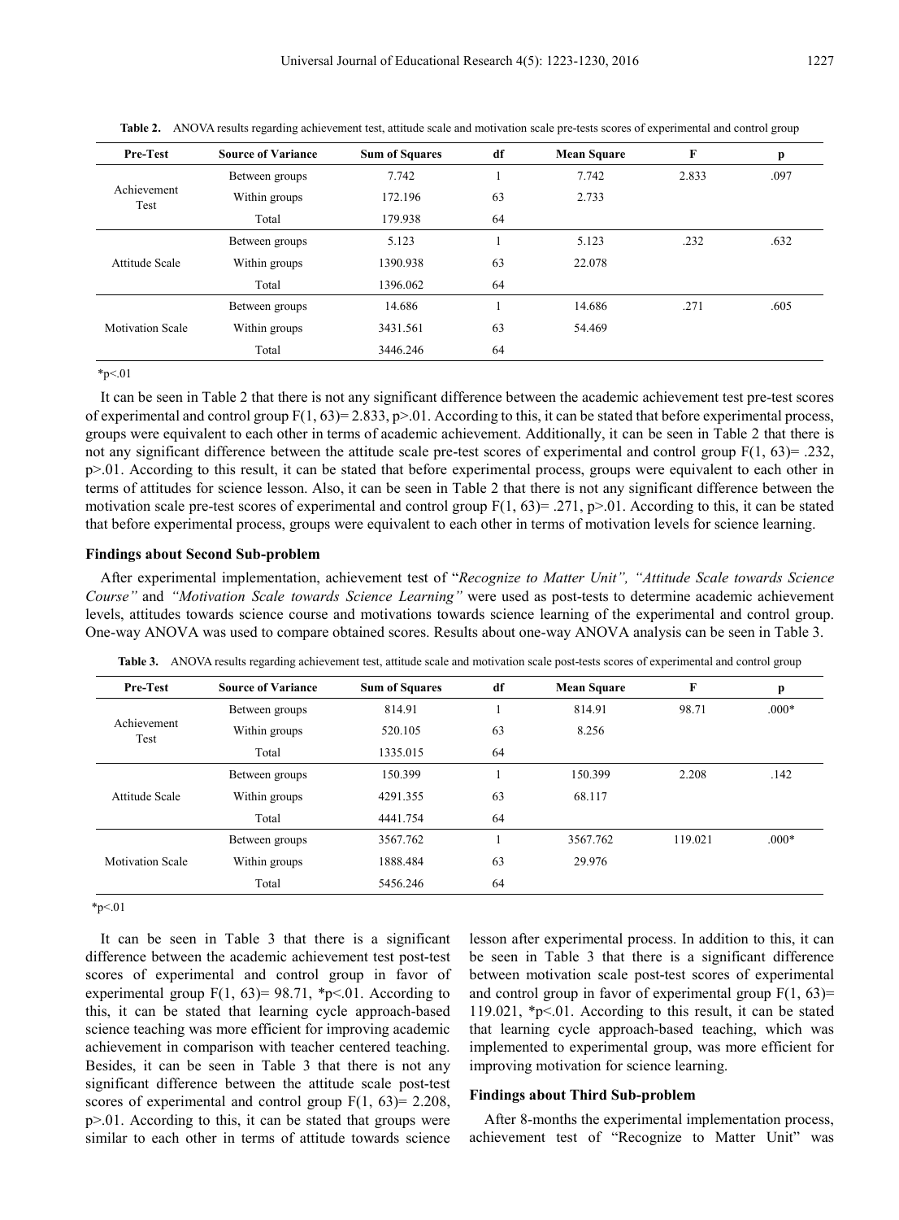**Table 2.** ANOVA results regarding achievement test, attitude scale and motivation scale pre-tests scores of experimental and control group

| Pre-Test | Source of Variance | Sum of Squares | df | Mean Square | F | p |
|---|---|---|---|---|---|---|
| Achievement Test | Between groups | 7.742 | 1 | 7.742 | 2.833 | .097 |
| | Within groups | 172.196 | 63 | 2.733 | | |
| | Total | 179.938 | 64 | | | |
| Attitude Scale | Between groups | 5.123 | 1 | 5.123 | .232 | .632 |
| | Within groups | 1390.938 | 63 | 22.078 | | |
| | Total | 1396.062 | 64 | | | |
| Motivation Scale | Between groups | 14.686 | 1 | 14.686 | .271 | .605 |
| | Within groups | 3431.561 | 63 | 54.469 | | |
| | Total | 3446.246 | 64 | | | |

*p<.01

It can be seen in Table 2 that there is not any significant difference between the academic achievement test pre-test scores of experimental and control group $F(1, 63)= 2.833$, $p>.01$. According to this, it can be stated that before experimental process, groups were equivalent to each other in terms of academic achievement. Additionally, it can be seen in Table 2 that there is not any significant difference between the attitude scale pre-test scores of experimental and control group $F(1, 63)= .232$, $p>.01$. According to this result, it can be stated that before experimental process, groups were equivalent to each other in terms of attitudes for science lesson. Also, it can be seen in Table 2 that there is not any significant difference between the motivation scale pre-test scores of experimental and control group $F(1, 63)= .271$, $p>.01$. According to this, it can be stated that before experimental process, groups were equivalent to each other in terms of motivation levels for science learning.

### Findings about Second Sub-problem

After experimental implementation, achievement test of "*Recognize to Matter Unit", "Attitude Scale towards Science Course"* and *"Motivation Scale towards Science Learning"* were used as post-tests to determine academic achievement levels, attitudes towards science course and motivations towards science learning of the experimental and control group. One-way ANOVA was used to compare obtained scores. Results about one-way ANOVA analysis can be seen in Table 3.

**Table 3.** ANOVA results regarding achievement test, attitude scale and motivation scale post-tests scores of experimental and control group

| Pre-Test | Source of Variance | Sum of Squares | df | Mean Square | F | p |
|---|---|---|---|---|---|---|
| Achievement Test | Between groups | 814.91 | 1 | 814.91 | 98.71 | .000* |
| | Within groups | 520.105 | 63 | 8.256 | | |
| | Total | 1335.015 | 64 | | | |
| Attitude Scale | Between groups | 150.399 | 1 | 150.399 | 2.208 | .142 |
| | Within groups | 4291.355 | 63 | 68.117 | | |
| | Total | 4441.754 | 64 | | | |
| Motivation Scale | Between groups | 3567.762 | 1 | 3567.762 | 119.021 | .000* |
| | Within groups | 1888.484 | 63 | 29.976 | | |
| | Total | 5456.246 | 64 | | | |

*p<.01

It can be seen in Table 3 that there is a significant difference between the academic achievement test post-test scores of experimental and control group in favor of experimental group $F(1, 63)= 98.71$, *$p<.01$. According to this, it can be stated that learning cycle approach-based science teaching was more efficient for improving academic achievement in comparison with teacher centered teaching. Besides, it can be seen in Table 3 that there is not any significant difference between the attitude scale post-test scores of experimental and control group $F(1, 63)= 2.208$, $p>.01$. According to this, it can be stated that groups were similar to each other in terms of attitude towards science lesson after experimental process. In addition to this, it can be seen in Table 3 that there is a significant difference between motivation scale post-test scores of experimental and control group in favor of experimental group $F(1, 63)= 119.021$, *$p<.01$. According to this result, it can be stated that learning cycle approach-based teaching, which was implemented to experimental group, was more efficient for improving motivation for science learning.

### Findings about Third Sub-problem

After 8-months the experimental implementation process, achievement test of "Recognize to Matter Unit" was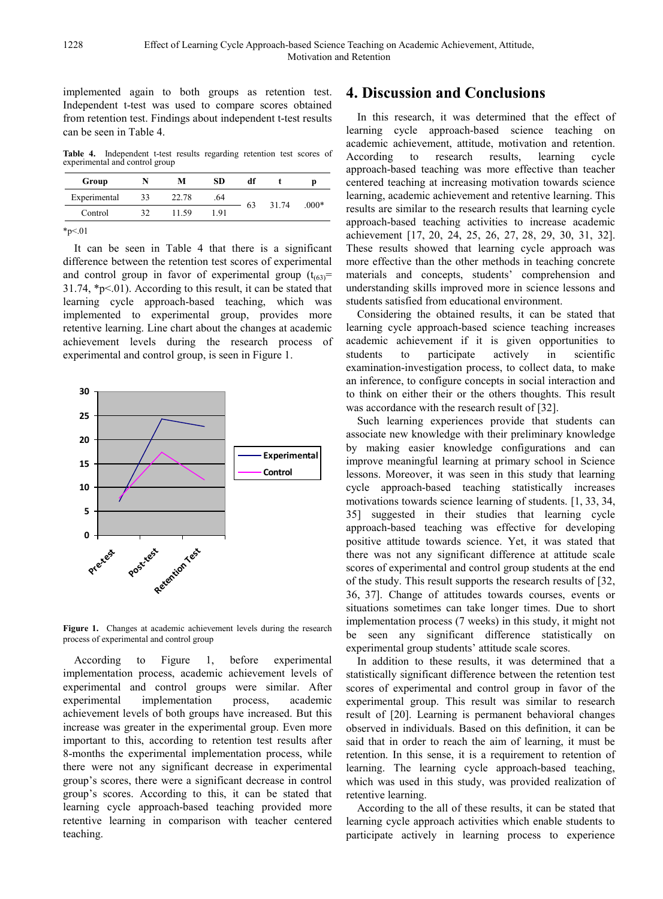implemented again to both groups as retention test. Independent t-test was used to compare scores obtained from retention test. Findings about independent t-test results can be seen in Table 4.

**Table 4.** Independent t-test results regarding retention test scores of experimental and control group

| Group | N | M | SD | df | t | p |
|---|---|---|---|---|---|---|
| Experimental | 33 | 22.78 | .64 | 63 | 31.74 | .000* |
| Control | 32 | 11.59 | 1.91 | | | |

*p<.01

It can be seen in Table 4 that there is a significant difference between the retention test scores of experimental and control group in favor of experimental group ($t_{(63)}$= 31.74, *p<.01). According to this result, it can be stated that learning cycle approach-based teaching, which was implemented to experimental group, provides more retentive learning. Line chart about the changes at academic achievement levels during the research process of experimental and control group, is seen in Figure 1.

**Figure 1.** Changes at academic achievement levels during the research process of experimental and control group

According to Figure 1, before experimental implementation process, academic achievement levels of experimental and control groups were similar. After experimental implementation process, academic achievement levels of both groups have increased. But this increase was greater in the experimental group. Even more important to this, according to retention test results after 8-months the experimental implementation process, while there were not any significant decrease in experimental group's scores, there were a significant decrease in control group's scores. According to this, it can be stated that learning cycle approach-based teaching provided more retentive learning in comparison with teacher centered teaching.

# 4. Discussion and Conclusions

In this research, it was determined that the effect of learning cycle approach-based science teaching on academic achievement, attitude, motivation and retention. According to research results, learning cycle approach-based teaching was more effective than teacher centered teaching at increasing motivation towards science learning, academic achievement and retentive learning. This results are similar to the research results that learning cycle approach-based teaching activities to increase academic achievement [17, 20, 24, 25, 26, 27, 28, 29, 30, 31, 32]. These results showed that learning cycle approach was more effective than the other methods in teaching concrete materials and concepts, students' comprehension and understanding skills improved more in science lessons and students satisfied from educational environment.

Considering the obtained results, it can be stated that learning cycle approach-based science teaching increases academic achievement if it is given opportunities to students to participate actively in scientific examination-investigation process, to collect data, to make an inference, to configure concepts in social interaction and to think on either their or the others thoughts. This result was accordance with the research result of [32].

Such learning experiences provide that students can associate new knowledge with their preliminary knowledge by making easier knowledge configurations and can improve meaningful learning at primary school in Science lessons. Moreover, it was seen in this study that learning cycle approach-based teaching statistically increases motivations towards science learning of students. [1, 33, 34, 35] suggested in their studies that learning cycle approach-based teaching was effective for developing positive attitude towards science. Yet, it was stated that there was not any significant difference at attitude scale scores of experimental and control group students at the end of the study. This result supports the research results of [32, 36, 37]. Change of attitudes towards courses, events or situations sometimes can take longer times. Due to short implementation process (7 weeks) in this study, it might not be seen any significant difference statistically on experimental group students' attitude scale scores.

In addition to these results, it was determined that a statistically significant difference between the retention test scores of experimental and control group in favor of the experimental group. This result was similar to research result of [20]. Learning is permanent behavioral changes observed in individuals. Based on this definition, it can be said that in order to reach the aim of learning, it must be retention. In this sense, it is a requirement to retention of learning. The learning cycle approach-based teaching, which was used in this study, was provided realization of retentive learning.

According to the all of these results, it can be stated that learning cycle approach activities which enable students to participate actively in learning process to experience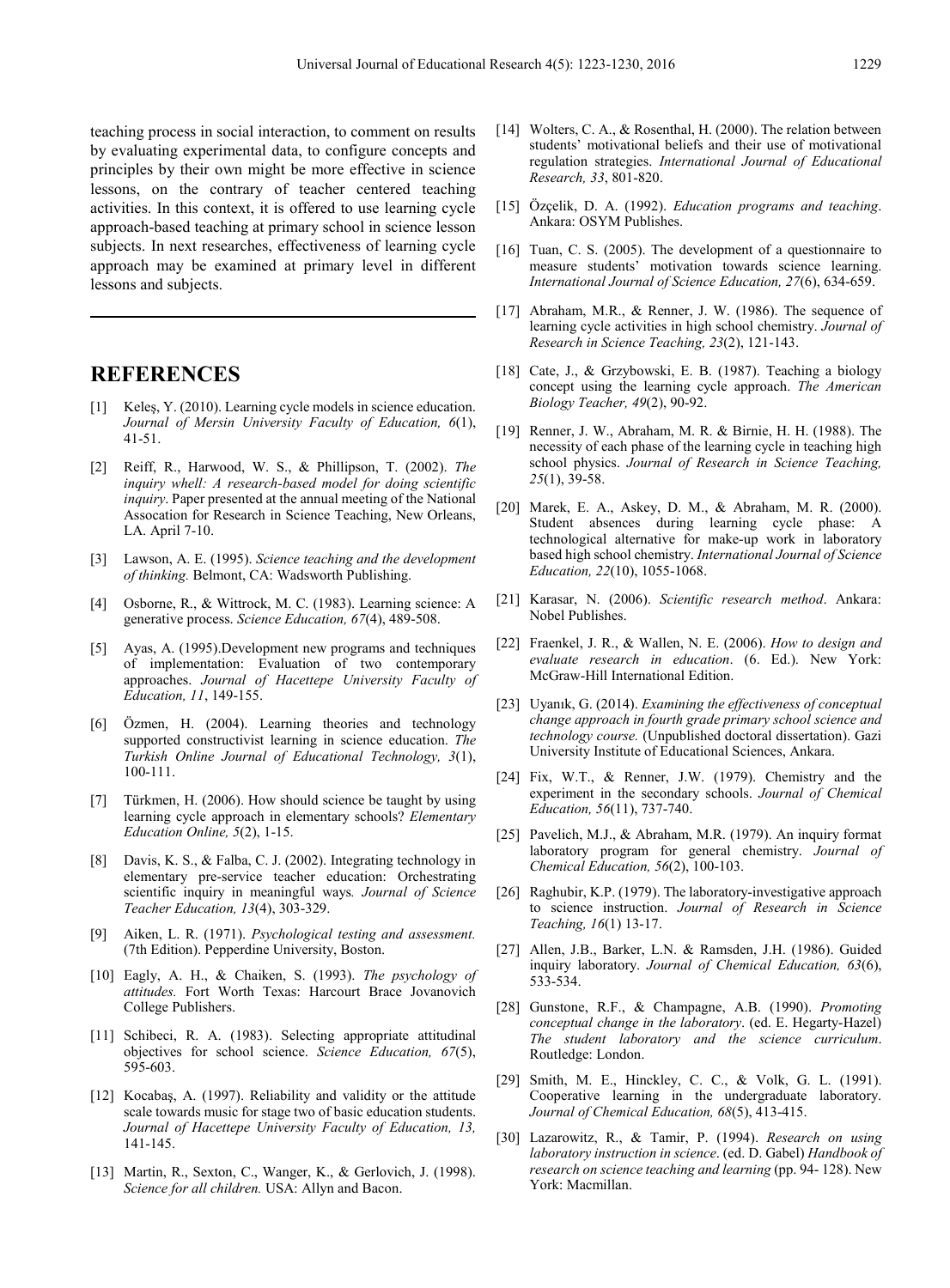teaching process in social interaction, to comment on results by evaluating experimental data, to configure concepts and principles by their own might be more effective in science lessons, on the contrary of teacher centered teaching activities. In this context, it is offered to use learning cycle approach-based teaching at primary school in science lesson subjects. In next researches, effectiveness of learning cycle approach may be examined at primary level in different lessons and subjects.

## REFERENCES

[1] Keleş, Y. (2010). Learning cycle models in science education. *Journal of Mersin University Faculty of Education, 6*(1), 41-51.

[2] Reiff, R., Harwood, W. S., & Phillipson, T. (2002). *The inquiry whell: A research-based model for doing scientific inquiry*. Paper presented at the annual meeting of the National Assocation for Research in Science Teaching, New Orleans, LA. April 7-10.

[3] Lawson, A. E. (1995). *Science teaching and the development of thinking.* Belmont, CA: Wadsworth Publishing.

[4] Osborne, R., & Wittrock, M. C. (1983). Learning science: A generative process. *Science Education, 67*(4), 489-508.

[5] Ayas, A. (1995).Development new programs and techniques of implementation: Evaluation of two contemporary approaches. *Journal of Hacettepe University Faculty of Education, 11*, 149-155.

[6] Özmen, H. (2004). Learning theories and technology supported constructivist learning in science education. *The Turkish Online Journal of Educational Technology, 3*(1), 100-111.

[7] Türkmen, H. (2006). How should science be taught by using learning cycle approach in elementary schools? *Elementary Education Online, 5*(2), 1-15.

[8] Davis, K. S., & Falba, C. J. (2002). Integrating technology in elementary pre-service teacher education: Orchestrating scientific inquiry in meaningful ways*. Journal of Science Teacher Education, 13*(4), 303-329.

[9] Aiken, L. R. (1971). *Psychological testing and assessment.* (7th Edition). Pepperdine University, Boston.

[10] Eagly, A. H., & Chaiken, S. (1993). *The psychology of attitudes.* Fort Worth Texas: Harcourt Brace Jovanovich College Publishers.

[11] Schibeci, R. A. (1983). Selecting appropriate attitudinal objectives for school science. *Science Education, 67*(5), 595-603.

[12] Kocabaş, A. (1997). Reliability and validity or the attitude scale towards music for stage two of basic education students. *Journal of Hacettepe University Faculty of Education, 13,* 141-145.

[13] Martin, R., Sexton, C., Wanger, K., & Gerlovich, J. (1998). *Science for all children.* USA: Allyn and Bacon.

[14] Wolters, C. A., & Rosenthal, H. (2000). The relation between students' motivational beliefs and their use of motivational regulation strategies. *International Journal of Educational Research, 33*, 801-820.

[15] Özçelik, D. A. (1992). *Education programs and teaching*. Ankara: OSYM Publishes.

[16] Tuan, C. S. (2005). The development of a questionnaire to measure students' motivation towards science learning. *International Journal of Science Education, 27*(6), 634-659.

[17] Abraham, M.R., & Renner, J. W. (1986). The sequence of learning cycle activities in high school chemistry. *Journal of Research in Science Teaching, 23*(2), 121-143.

[18] Cate, J., & Grzybowski, E. B. (1987). Teaching a biology concept using the learning cycle approach. *The American Biology Teacher, 49*(2), 90-92.

[19] Renner, J. W., Abraham, M. R. & Birnie, H. H. (1988). The necessity of each phase of the learning cycle in teaching high school physics. *Journal of Research in Science Teaching, 25*(1), 39-58.

[20] Marek, E. A., Askey, D. M., & Abraham, M. R. (2000). Student absences during learning cycle phase: A technological alternative for make-up work in laboratory based high school chemistry. *International Journal of Science Education, 22*(10), 1055-1068.

[21] Karasar, N. (2006). *Scientific research method*. Ankara: Nobel Publishes.

[22] Fraenkel, J. R., & Wallen, N. E. (2006). *How to design and evaluate research in education*. (6. Ed.). New York: McGraw-Hill International Edition.

[23] Uyanık, G. (2014). *Examining the effectiveness of conceptual change approach in fourth grade primary school science and technology course.* (Unpublished doctoral dissertation). Gazi University Institute of Educational Sciences, Ankara.

[24] Fix, W.T., & Renner, J.W. (1979). Chemistry and the experiment in the secondary schools. *Journal of Chemical Education, 56*(11), 737-740.

[25] Pavelich, M.J., & Abraham, M.R. (1979). An inquiry format laboratory program for general chemistry. *Journal of Chemical Education, 56*(2), 100-103.

[26] Raghubir, K.P. (1979). The laboratory-investigative approach to science instruction. *Journal of Research in Science Teaching, 16*(1) 13-17.

[27] Allen, J.B., Barker, L.N. & Ramsden, J.H. (1986). Guided inquiry laboratory. *Journal of Chemical Education, 63*(6), 533-534.

[28] Gunstone, R.F., & Champagne, A.B. (1990). *Promoting conceptual change in the laboratory*. (ed. E. Hegarty-Hazel) *The student laboratory and the science curriculum*. Routledge: London.

[29] Smith, M. E., Hinckley, C. C., & Volk, G. L. (1991). Cooperative learning in the undergraduate laboratory. *Journal of Chemical Education, 68*(5), 413-415.

[30] Lazarowitz, R., & Tamir, P. (1994). *Research on using laboratory instruction in science*. (ed. D. Gabel) *Handbook of research on science teaching and learning* (pp. 94- 128). New York: Macmillan.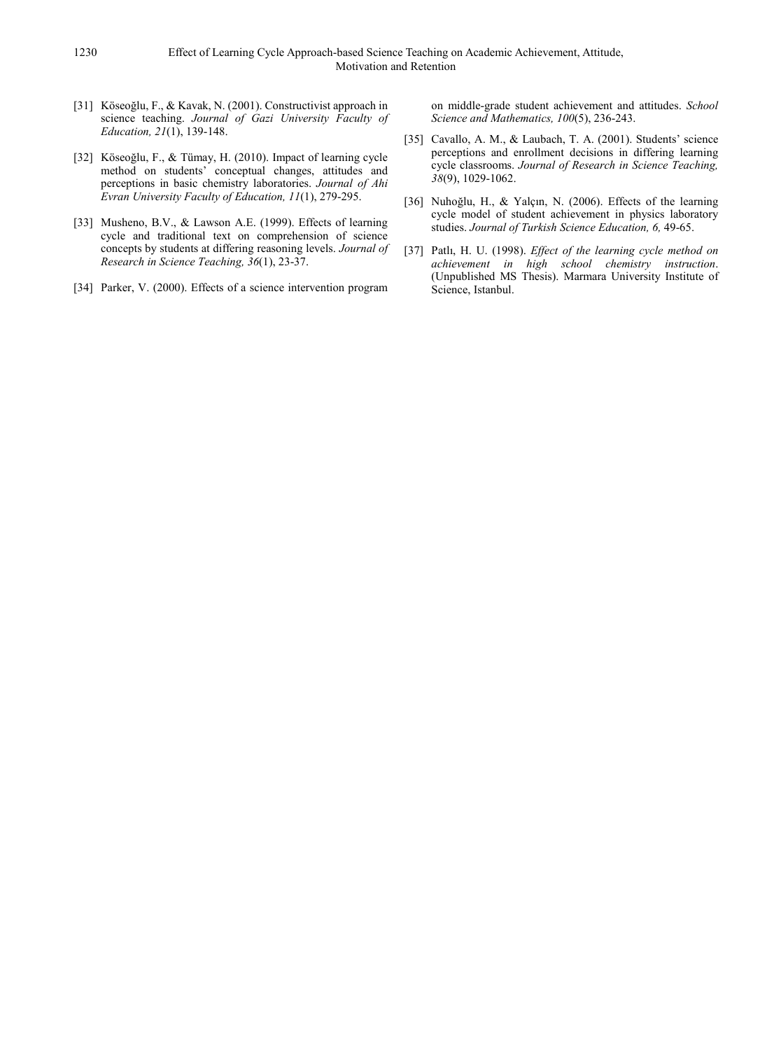[31] Köseoğlu, F., & Kavak, N. (2001). Constructivist approach in science teaching. *Journal of Gazi University Faculty of Education, 21*(1), 139-148.

[32] Köseoğlu, F., & Tümay, H. (2010). Impact of learning cycle method on students' conceptual changes, attitudes and perceptions in basic chemistry laboratories. *Journal of Ahi Evran University Faculty of Education, 11*(1), 279-295.

[33] Musheno, B.V., & Lawson A.E. (1999). Effects of learning cycle and traditional text on comprehension of science concepts by students at differing reasoning levels. *Journal of Research in Science Teaching, 36*(1), 23-37.

[34] Parker, V. (2000). Effects of a science intervention program on middle-grade student achievement and attitudes. *School Science and Mathematics, 100*(5), 236-243.

[35] Cavallo, A. M., & Laubach, T. A. (2001). Students' science perceptions and enrollment decisions in differing learning cycle classrooms. *Journal of Research in Science Teaching, 38*(9), 1029-1062.

[36] Nuhoğlu, H., & Yalçın, N. (2006). Effects of the learning cycle model of student achievement in physics laboratory studies. *Journal of Turkish Science Education, 6,* 49-65.

[37] Patlı, H. U. (1998). *Effect of the learning cycle method on achievement in high school chemistry instruction*. (Unpublished MS Thesis). Marmara University Institute of Science, Istanbul.